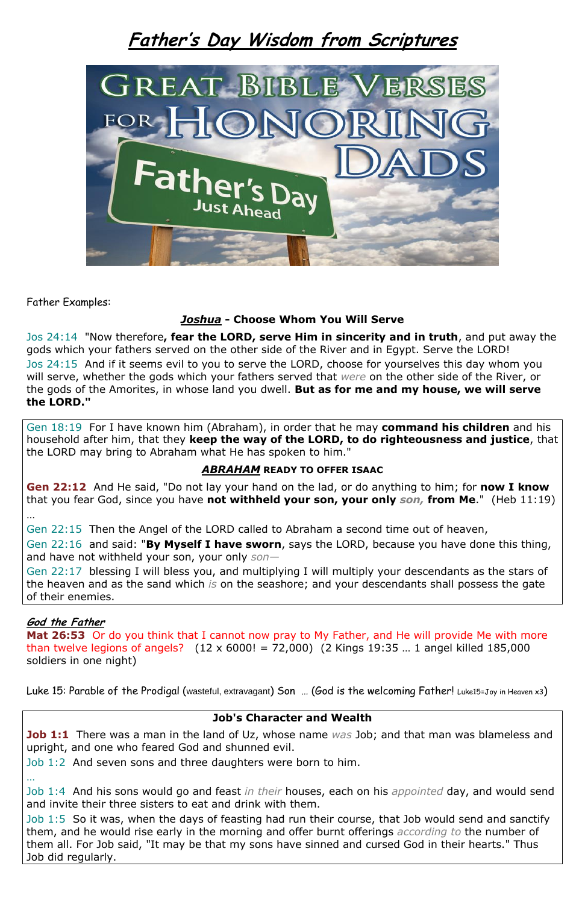# *Father's Day Wisdom from Scriptures*

Father Examples:

### ***Joshua*** - Choose Whom You Will Serve

Jos 24:14 "Now therefore**, fear the LORD, serve Him in sincerity and in truth**, and put away the gods which your fathers served on the other side of the River and in Egypt. Serve the LORD!
Jos 24:15 And if it seems evil to you to serve the LORD, choose for yourselves this day whom you will serve, whether the gods which your fathers served that *were* on the other side of the River, or the gods of the Amorites, in whose land you dwell. **But as for me and my house, we will serve the LORD."**

Gen 18:19 For I have known him (Abraham), in order that he may **command his children** and his household after him, that they **keep the way of the LORD, to do righteousness and justice**, that the LORD may bring to Abraham what He has spoken to him."

### ***ABRAHAM*** READY TO OFFER ISAAC

**Gen 22:12** And He said, "Do not lay your hand on the lad, or do anything to him; for **now I know** that you fear God, since you have **not withheld your son, your only** ***son,*** **from Me**." (Heb 11:19)
…
Gen 22:15 Then the Angel of the LORD called to Abraham a second time out of heaven,
Gen 22:16 and said: "**By Myself I have sworn**, says the LORD, because you have done this thing, and have not withheld your son, your only *son—*
Gen 22:17 blessing I will bless you, and multiplying I will multiply your descendants as the stars of the heaven and as the sand which *is* on the seashore; and your descendants shall possess the gate of their enemies.

***God the Father***
**Mat 26:53** Or do you think that I cannot now pray to My Father, and He will provide Me with more than twelve legions of angels? (12 x 6000! = 72,000) (2 Kings 19:35 … 1 angel killed 185,000 soldiers in one night)

Luke 15: Parable of the Prodigal (wasteful, extravagant) Son … (God is the welcoming Father! Luke15=Joy in Heaven x3)

### Job's Character and Wealth

**Job 1:1** There was a man in the land of Uz, whose name *was* Job; and that man was blameless and upright, and one who feared God and shunned evil.
Job 1:2 And seven sons and three daughters were born to him.
…
Job 1:4 And his sons would go and feast *in their* houses, each on his *appointed* day, and would send and invite their three sisters to eat and drink with them.
Job 1:5 So it was, when the days of feasting had run their course, that Job would send and sanctify them, and he would rise early in the morning and offer burnt offerings *according to* the number of them all. For Job said, "It may be that my sons have sinned and cursed God in their hearts." Thus Job did regularly.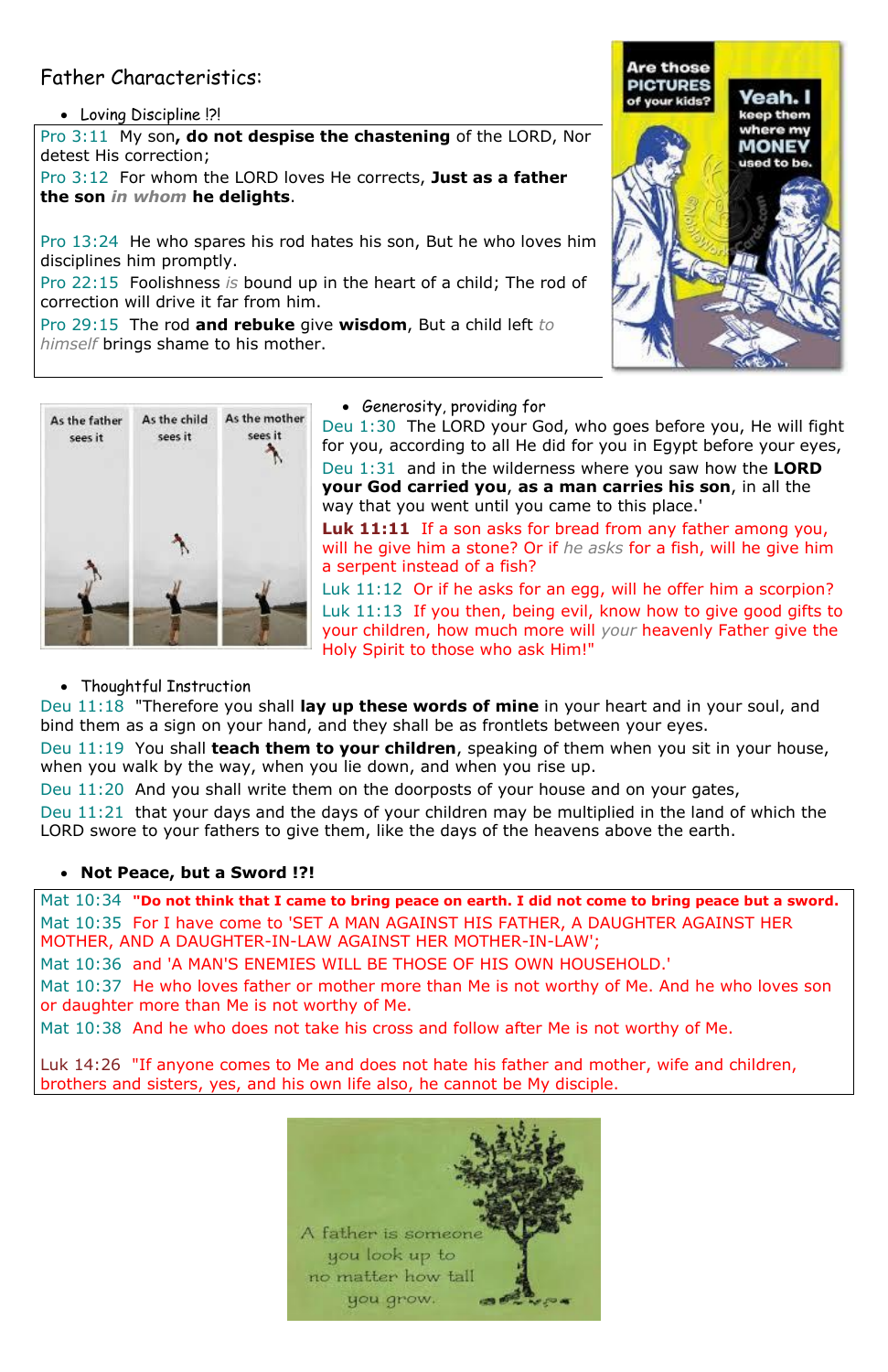Father Characteristics:

- Loving Discipline !?!

Pro 3:11 My son**, do not despise the chastening** of the LORD, Nor detest His correction;
Pro 3:12 For whom the LORD loves He corrects, **Just as a father the son** ***in whom*** **he delights**.

Pro 13:24 He who spares his rod hates his son, But he who loves him disciplines him promptly.
Pro 22:15 Foolishness *is* bound up in the heart of a child; The rod of correction will drive it far from him.
Pro 29:15 The rod **and rebuke** give **wisdom**, But a child left *to himself* brings shame to his mother.

- Generosity, providing for

Deu 1:30 The LORD your God, who goes before you, He will fight for you, according to all He did for you in Egypt before your eyes,
Deu 1:31 and in the wilderness where you saw how the **LORD your God carried you**, **as a man carries his son**, in all the way that you went until you came to this place.'
**Luk 11:11** If a son asks for bread from any father among you, will he give him a stone? Or if *he asks* for a fish, will he give him a serpent instead of a fish?
Luk 11:12 Or if he asks for an egg, will he offer him a scorpion?
Luk 11:13 If you then, being evil, know how to give good gifts to your children, how much more will *your* heavenly Father give the Holy Spirit to those who ask Him!"

- Thoughtful Instruction

Deu 11:18 "Therefore you shall **lay up these words of mine** in your heart and in your soul, and bind them as a sign on your hand, and they shall be as frontlets between your eyes.
Deu 11:19 You shall **teach them to your children**, speaking of them when you sit in your house, when you walk by the way, when you lie down, and when you rise up.
Deu 11:20 And you shall write them on the doorposts of your house and on your gates,
Deu 11:21 that your days and the days of your children may be multiplied in the land of which the LORD swore to your fathers to give them, like the days of the heavens above the earth.

- **Not Peace, but a Sword !?!**

Mat 10:34 **"Do not think that I came to bring peace on earth. I did not come to bring peace but a sword.**
Mat 10:35 For I have come to 'SET A MAN AGAINST HIS FATHER, A DAUGHTER AGAINST HER MOTHER, AND A DAUGHTER-IN-LAW AGAINST HER MOTHER-IN-LAW';
Mat 10:36 and 'A MAN'S ENEMIES WILL BE THOSE OF HIS OWN HOUSEHOLD.'
Mat 10:37 He who loves father or mother more than Me is not worthy of Me. And he who loves son or daughter more than Me is not worthy of Me.
Mat 10:38 And he who does not take his cross and follow after Me is not worthy of Me.

Luk 14:26 "If anyone comes to Me and does not hate his father and mother, wife and children, brothers and sisters, yes, and his own life also, he cannot be My disciple.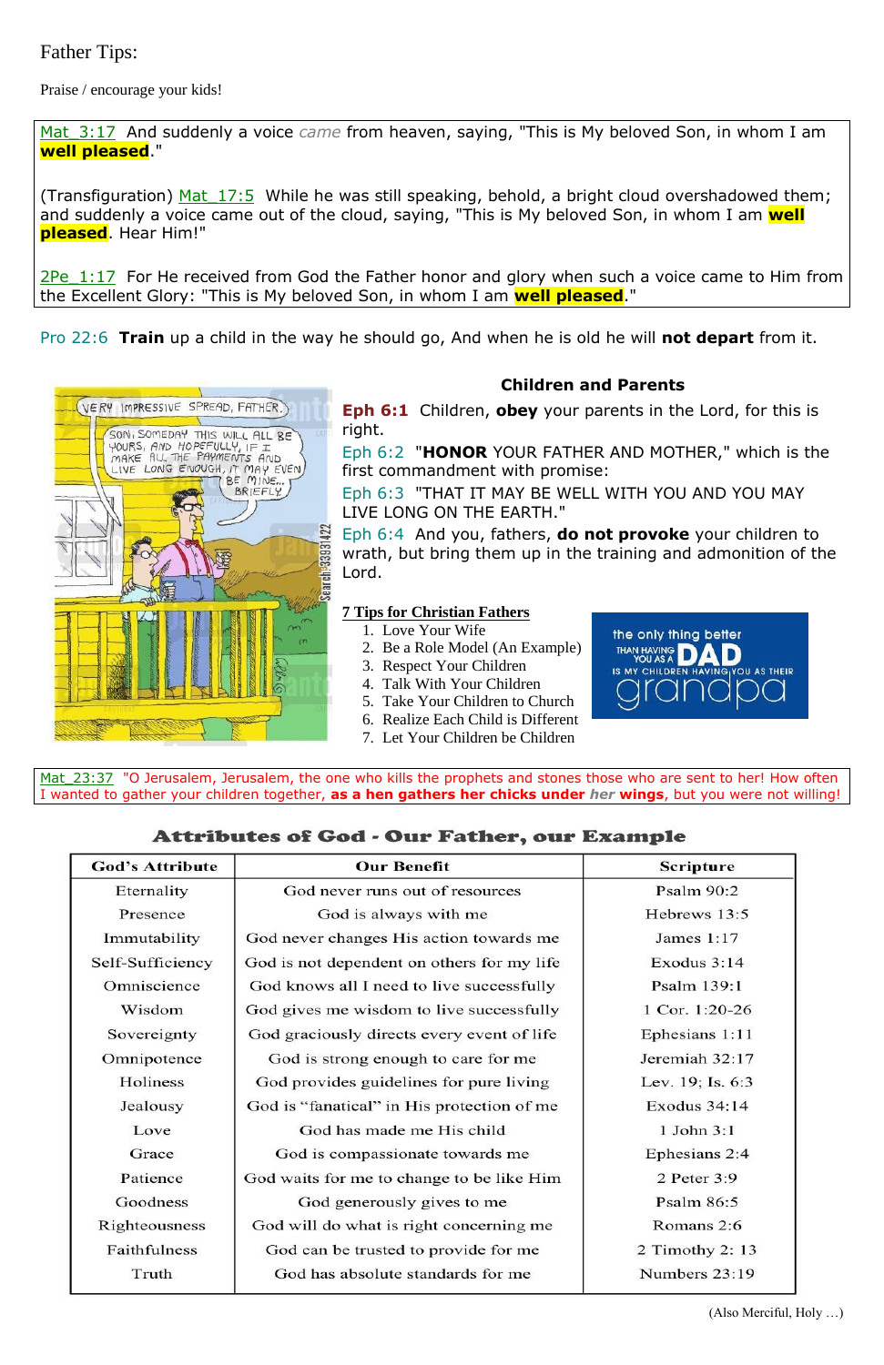Father Tips:

Praise / encourage your kids!

Mat_3:17 And suddenly a voice *came* from heaven, saying, "This is My beloved Son, in whom I am **well pleased**."

(Transfiguration) Mat_17:5 While he was still speaking, behold, a bright cloud overshadowed them; and suddenly a voice came out of the cloud, saying, "This is My beloved Son, in whom I am **well pleased**. Hear Him!"

2Pe_1:17 For He received from God the Father honor and glory when such a voice came to Him from the Excellent Glory: "This is My beloved Son, in whom I am **well pleased**."

Pro 22:6 **Train** up a child in the way he should go, And when he is old he will **not depart** from it.

**Children and Parents**

**Eph 6:1** Children, **obey** your parents in the Lord, for this is right.

Eph 6:2 "**HONOR** YOUR FATHER AND MOTHER," which is the first commandment with promise:

Eph 6:3 "THAT IT MAY BE WELL WITH YOU AND YOU MAY LIVE LONG ON THE EARTH."

Eph 6:4 And you, fathers, **do not provoke** your children to wrath, but bring them up in the training and admonition of the Lord.

**7 Tips for Christian Fathers**

1. Love Your Wife
2. Be a Role Model (An Example)
3. Respect Your Children
4. Talk With Your Children
5. Take Your Children to Church
6. Realize Each Child is Different
7. Let Your Children be Children

Mat_23:37 "O Jerusalem, Jerusalem, the one who kills the prophets and stones those who are sent to her! How often I wanted to gather your children together, **as a hen gathers her chicks under** ***her*** **wings**, but you were not willing!

## Attributes of God - Our Father, our Example

| God's Attribute | Our Benefit | Scripture |
|---|---|---|
| Eternality | God never runs out of resources | Psalm 90:2 |
| Presence | God is always with me | Hebrews 13:5 |
| Immutability | God never changes His action towards me | James 1:17 |
| Self-Sufficiency | God is not dependent on others for my life | Exodus 3:14 |
| Omniscience | God knows all I need to live successfully | Psalm 139:1 |
| Wisdom | God gives me wisdom to live successfully | 1 Cor. 1:20-26 |
| Sovereignty | God graciously directs every event of life | Ephesians 1:11 |
| Omnipotence | God is strong enough to care for me | Jeremiah 32:17 |
| Holiness | God provides guidelines for pure living | Lev. 19; Is. 6:3 |
| Jealousy | God is "fanatical" in His protection of me | Exodus 34:14 |
| Love | God has made me His child | 1 John 3:1 |
| Grace | God is compassionate towards me | Ephesians 2:4 |
| Patience | God waits for me to change to be like Him | 2 Peter 3:9 |
| Goodness | God generously gives to me | Psalm 86:5 |
| Righteousness | God will do what is right concerning me | Romans 2:6 |
| Faithfulness | God can be trusted to provide for me | 2 Timothy 2: 13 |
| Truth | God has absolute standards for me | Numbers 23:19 |

(Also Merciful, Holy …)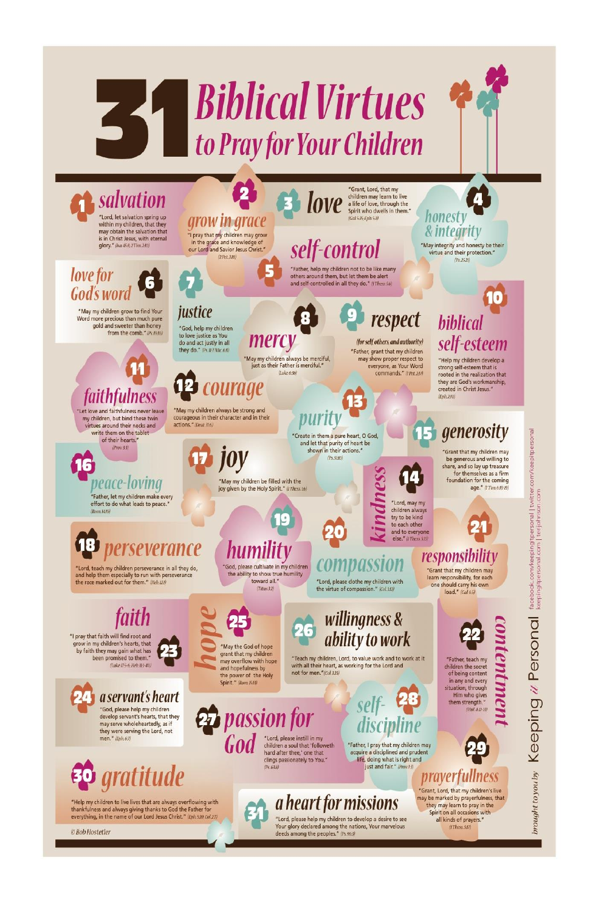# 31 Biblical Virtues to Pray for Your Children

**1 salvation**
"Lord, let salvation spring up within my children, that they may obtain the salvation that is in Christ Jesus, with eternal glory." (Isa 45:8, 2 Tim 2:10)

**2 grow in grace**
"I pray that my children may grow in the grace and knowledge of our Lord and Savior Jesus Christ." (2 Pet 3:18)

**3 love**
"Grant, Lord, that my children may learn to live a life of love, through the Spirit who dwells in them." (Gal 5:25; Eph 5:2)

**4 honesty & integrity**
"May integrity and honesty be their virtue and their protection." (Ps 25:21)

**5 self-control**
"Father, help my children not to be like many others around them, but let them be alert and self-controlled in all they do." (1 Thess 5:6)

**6 love for God's word**
"May my children grow to find Your Word more precious than much pure gold and sweeter than honey from the comb." (Ps 19:10)

**7 justice**
"God, help my children to love justice as You do and act justly in all they do." (Ps 11:7, Mic 6:8)

**8 mercy**
"May my children always be merciful, just as their Father is merciful." (Luke 6:36)

**9 respect**
(for self, others, and authority)
"Father, grant that my children may show proper respect to everyone, as Your Word commands." (1 Pet 2:17)

**10 biblical self-esteem**
"Help my children develop a strong self-esteem that is rooted in the realization that they are God's workmanship, created in Christ Jesus." (Eph 2:10)

**11 faithfulness**
"Let love and faithfulness never leave my children, but bind these twin virtues around their necks and write them on the tablet of their hearts." (Prov 3:3)

**12 courage**
"May my children always be strong and courageous in their character and in their actions." (Deut 31:6)

**13 purity**
"Create in them a pure heart, O God, and let that purity of heart be shown in their actions." (Ps 51:10)

**14 kindness**
"Lord, may my children always try to be kind to each other and to everyone else." (1 Thess 5:15)

**15 generosity**
"Grant that my children may be generous and willing to share, and so lay up treasure for themselves as a firm foundation for the coming age." (1 Tim 6:18-19)

**16 peace-loving**
"Father, let my children make every effort to do what leads to peace." (Rom 14:19)

**17 joy**
"May my children be filled with the joy given by the Holy Spirit." (1 Thess 1:6)

**18 perseverance**
"Lord, teach my children perseverance in all they do, and help them especially to run with perseverance the race marked out for them." (Heb 12:1)

**19 humility**
"God, please cultivate in my children the ability to show true humility toward all." (Titus 3:2)

**20 compassion**
"Lord, please clothe my children with the virtue of compassion." (Col 3:12)

**21 responsibility**
"Grant that my children may learn responsibility, for each one should carry his own load." (Gal 6:5)

**22 contentment**
"Father, teach my children the secret of being content in any and every situation, through Him who gives them strength." (Phil 4:12-13)

**23 faith**
"I pray that faith will find root and grow in my children's hearts, that by faith they may gain what has been promised to them." (Luke 17:5-6; Heb 11:1-40)

**24 a servant's heart**
"God, please help my children develop servant's hearts, that they may serve wholeheartedly, as if they were serving the Lord, not men." (Eph 6:7)

**25 hope**
"May the God of hope grant that my children may overflow with hope and hopefulness by the power of the Holy Spirit." (Rom 15:13)

**26 willingness & ability to work**
"Teach my children, Lord, to value work and to work at it with all their heart, as working for the Lord and not for men." (Col 3:23)

**27 passion for God**
"Lord, please instill in my children a soul that 'followeth hard after thee,' one that clings passionately to You." (Ps 63:8)

**28 self-discipline**
"Father, I pray that my children may acquire a disciplined and prudent life, doing what is right and just and fair." (Prov 1:3)

**29 prayerfulness**
"Grant, Lord, that my children's live may be marked by prayerfulness, that they may learn to pray in the Spirit on all occasions with all kinds of prayers." (1 Thess 5:17)

**30 gratitude**
"Help my children to live lives that are always overflowing with thankfulness and always giving thanks to God the Father for everything, in the name of our Lord Jesus Christ." (Eph 5:20; Col 2:7)

**31 a heart for missions**
"Lord, please help my children to develop a desire to see Your glory declared among the nations, Your marvelous deeds among the peoples." (Ps 96:3)

© Bob Hostetler

brought to you by Keeping it Personal
facebook.com/keepingitpersonal | twitter.com/keepitpersonal
keepingitpersonal.com | terijohnson.com